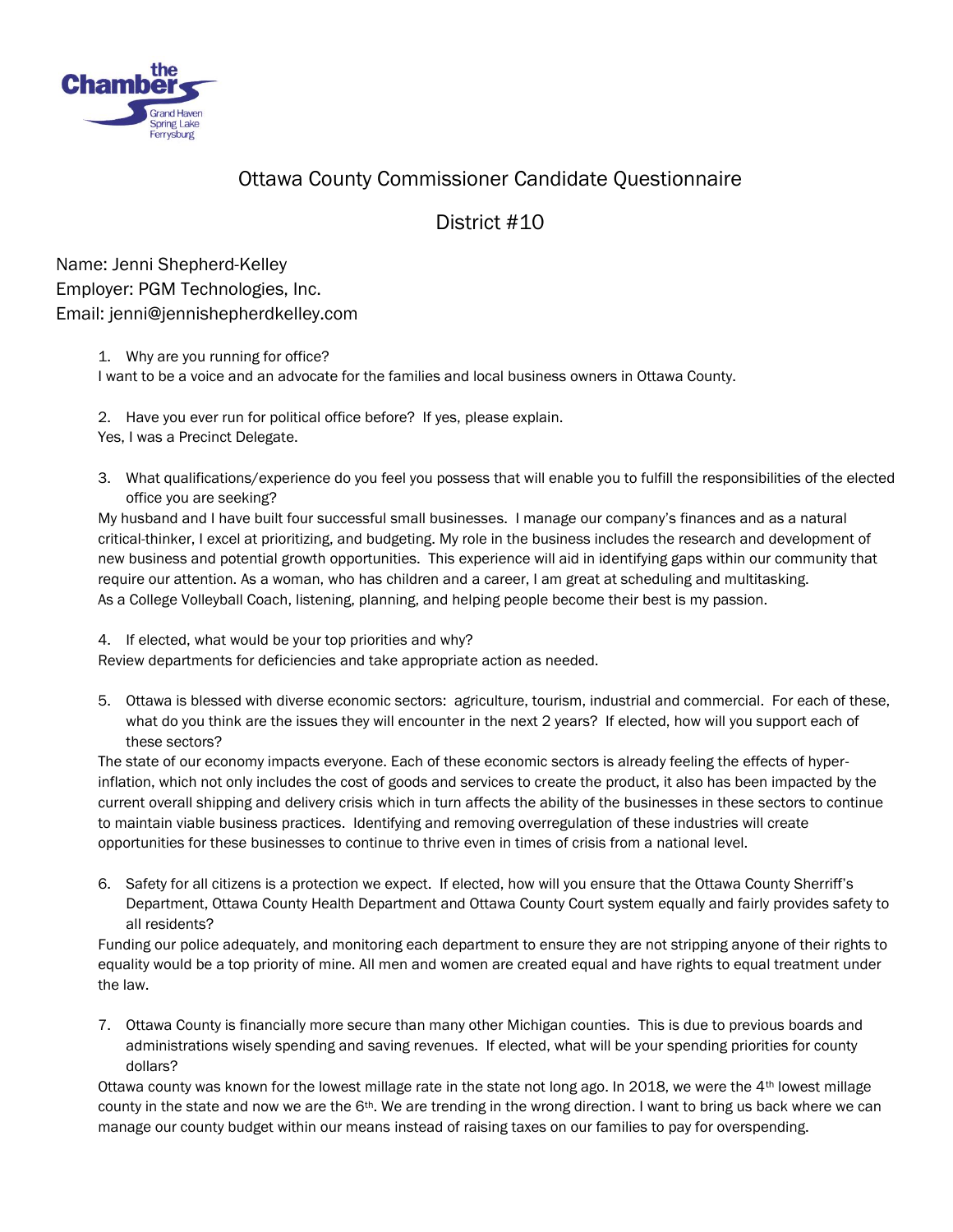# Ottawa County Commissioner Candidate Questionnaire

## District #10

Name: Jenni Shepherd-Kelley
Employer: PGM Technologies, Inc.
Email: jenni@jennishepherdkelley.com

1. Why are you running for office?

I want to be a voice and an advocate for the families and local business owners in Ottawa County.

2. Have you ever run for political office before? If yes, please explain.

Yes, I was a Precinct Delegate.

3. What qualifications/experience do you feel you possess that will enable you to fulfill the responsibilities of the elected office you are seeking?

My husband and I have built four successful small businesses. I manage our company's finances and as a natural critical-thinker, I excel at prioritizing, and budgeting. My role in the business includes the research and development of new business and potential growth opportunities. This experience will aid in identifying gaps within our community that require our attention. As a woman, who has children and a career, I am great at scheduling and multitasking. As a College Volleyball Coach, listening, planning, and helping people become their best is my passion.

4. If elected, what would be your top priorities and why?

Review departments for deficiencies and take appropriate action as needed.

5. Ottawa is blessed with diverse economic sectors: agriculture, tourism, industrial and commercial. For each of these, what do you think are the issues they will encounter in the next 2 years? If elected, how will you support each of these sectors?

The state of our economy impacts everyone. Each of these economic sectors is already feeling the effects of hyper-inflation, which not only includes the cost of goods and services to create the product, it also has been impacted by the current overall shipping and delivery crisis which in turn affects the ability of the businesses in these sectors to continue to maintain viable business practices. Identifying and removing overregulation of these industries will create opportunities for these businesses to continue to thrive even in times of crisis from a national level.

6. Safety for all citizens is a protection we expect. If elected, how will you ensure that the Ottawa County Sherriff's Department, Ottawa County Health Department and Ottawa County Court system equally and fairly provides safety to all residents?

Funding our police adequately, and monitoring each department to ensure they are not stripping anyone of their rights to equality would be a top priority of mine. All men and women are created equal and have rights to equal treatment under the law.

7. Ottawa County is financially more secure than many other Michigan counties. This is due to previous boards and administrations wisely spending and saving revenues. If elected, what will be your spending priorities for county dollars?

Ottawa county was known for the lowest millage rate in the state not long ago. In 2018, we were the 4th lowest millage county in the state and now we are the 6th. We are trending in the wrong direction. I want to bring us back where we can manage our county budget within our means instead of raising taxes on our families to pay for overspending.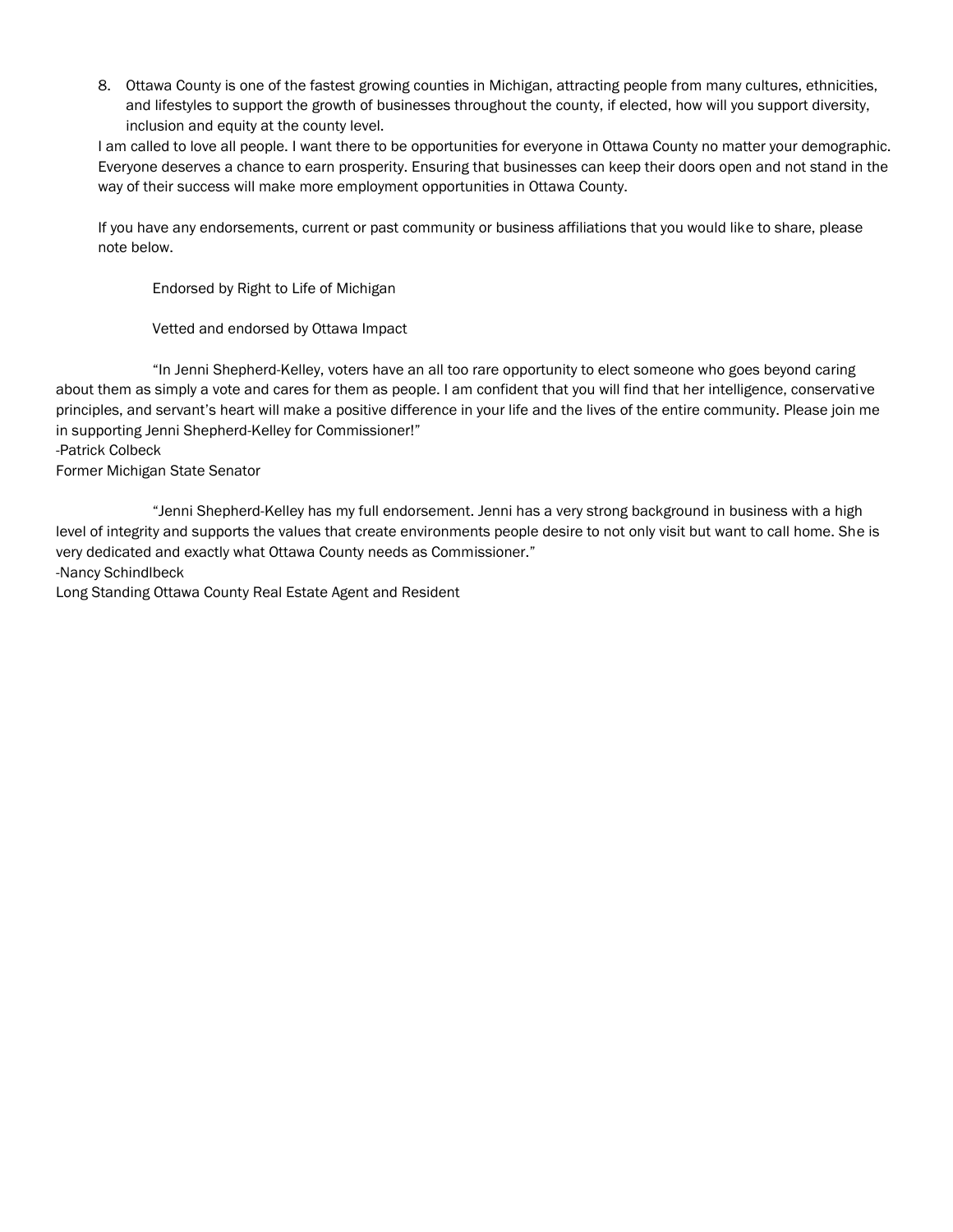8. Ottawa County is one of the fastest growing counties in Michigan, attracting people from many cultures, ethnicities, and lifestyles to support the growth of businesses throughout the county, if elected, how will you support diversity, inclusion and equity at the county level.

I am called to love all people. I want there to be opportunities for everyone in Ottawa County no matter your demographic. Everyone deserves a chance to earn prosperity. Ensuring that businesses can keep their doors open and not stand in the way of their success will make more employment opportunities in Ottawa County.

If you have any endorsements, current or past community or business affiliations that you would like to share, please note below.

Endorsed by Right to Life of Michigan

Vetted and endorsed by Ottawa Impact

"In Jenni Shepherd-Kelley, voters have an all too rare opportunity to elect someone who goes beyond caring about them as simply a vote and cares for them as people. I am confident that you will find that her intelligence, conservative principles, and servant's heart will make a positive difference in your life and the lives of the entire community. Please join me in supporting Jenni Shepherd-Kelley for Commissioner!"
-Patrick Colbeck
Former Michigan State Senator

"Jenni Shepherd-Kelley has my full endorsement. Jenni has a very strong background in business with a high level of integrity and supports the values that create environments people desire to not only visit but want to call home. She is very dedicated and exactly what Ottawa County needs as Commissioner."
-Nancy Schindlbeck
Long Standing Ottawa County Real Estate Agent and Resident